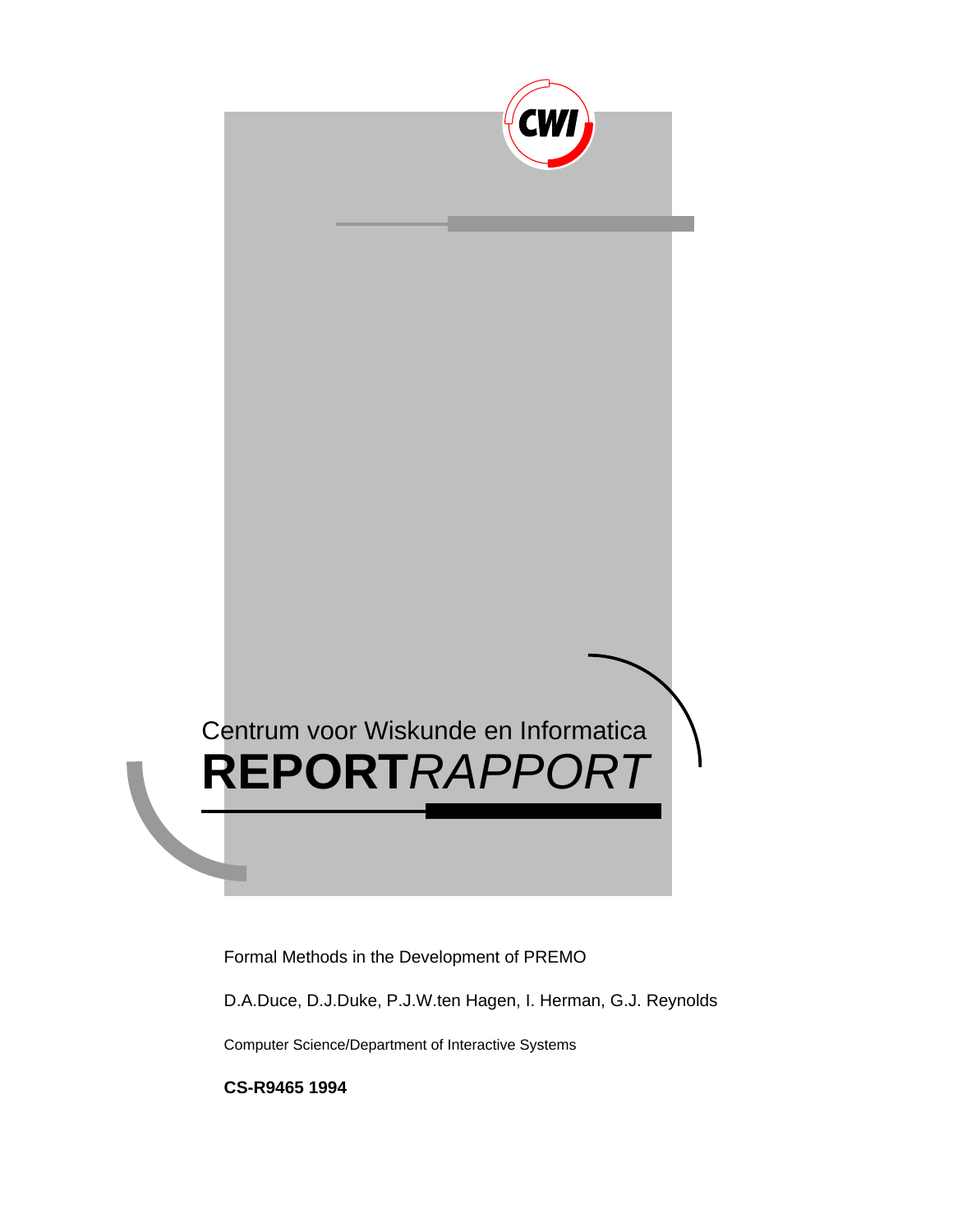Centrum voor Wiskunde en Informatica

**REPORT***RAPPORT*

Formal Methods in the Development of PREMO

D.A.Duce, D.J.Duke, P.J.W.ten Hagen, I. Herman, G.J. Reynolds

Computer Science/Department of Interactive Systems

**CS-R9465 1994**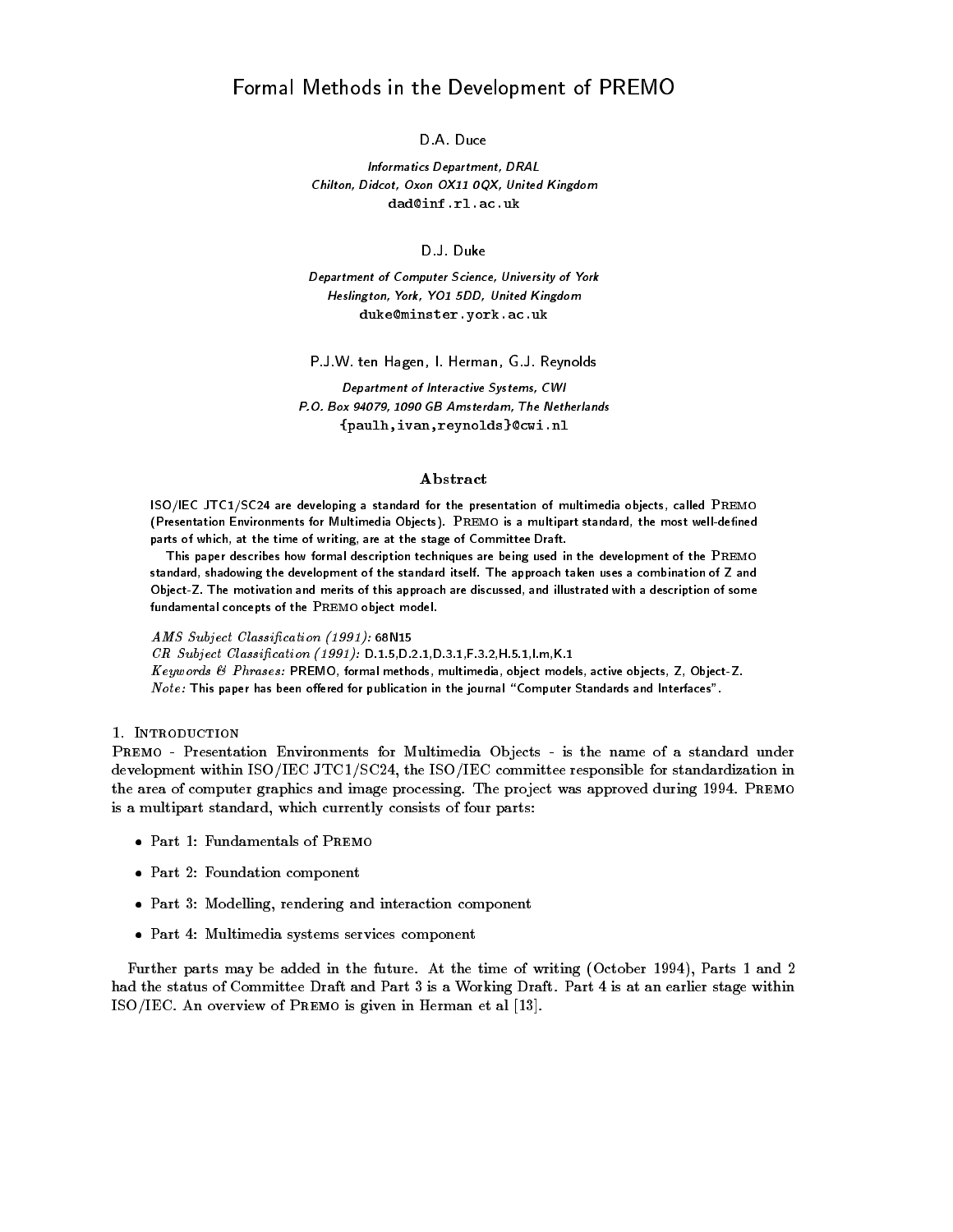# Formal Methods in the Development of PREMO

D.A. Duce

*Informatics Department, DRAL*
*Chilton, Didcot, Oxon OX11 0QX, United Kingdom*
dad@inf.rl.ac.uk

D.J. Duke

*Department of Computer Science, University of York*
*Heslington, York, YO1 5DD, United Kingdom*
duke@minster.york.ac.uk

P.J.W. ten Hagen, I. Herman, G.J. Reynolds

*Department of Interactive Systems, CWI*
*P.O. Box 94079, 1090 GB Amsterdam, The Netherlands*
{paulh,ivan,reynolds}@cwi.nl

## Abstract

ISO/IEC JTC1/SC24 are developing a standard for the presentation of multimedia objects, called PREMO (Presentation Environments for Multimedia Objects). PREMO is a multipart standard, the most well-defined parts of which, at the time of writing, are at the stage of Committee Draft.

This paper describes how formal description techniques are being used in the development of the PREMO standard, shadowing the development of the standard itself. The approach taken uses a combination of Z and Object-Z. The motivation and merits of this approach are discussed, and illustrated with a description of some fundamental concepts of the PREMO object model.

*AMS Subject Classification (1991):* 68N15
*CR Subject Classification (1991):* D.1.5,D.2.1,D.3.1,F.3.2,H.5.1,I.m,K.1
*Keywords & Phrases:* PREMO, formal methods, multimedia, object models, active objects, Z, Object-Z.
*Note:* This paper has been offered for publication in the journal "Computer Standards and Interfaces".

## 1. Introduction

PREMO - Presentation Environments for Multimedia Objects - is the name of a standard under development within ISO/IEC JTC1/SC24, the ISO/IEC committee responsible for standardization in the area of computer graphics and image processing. The project was approved during 1994. PREMO is a multipart standard, which currently consists of four parts:

- Part 1: Fundamentals of PREMO
- Part 2: Foundation component
- Part 3: Modelling, rendering and interaction component
- Part 4: Multimedia systems services component

Further parts may be added in the future. At the time of writing (October 1994), Parts 1 and 2 had the status of Committee Draft and Part 3 is a Working Draft. Part 4 is at an earlier stage within ISO/IEC. An overview of PREMO is given in Herman et al [13].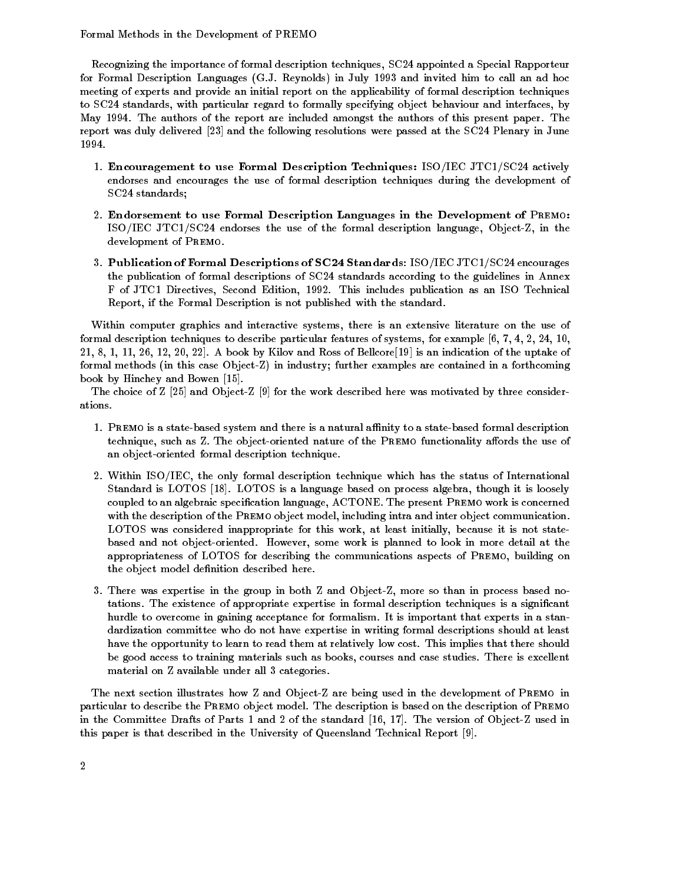Recognizing the importance of formal description techniques, SC24 appointed a Special Rapporteur for Formal Description Languages (G.J. Reynolds) in July 1993 and invited him to call an ad hoc meeting of experts and provide an initial report on the applicability of formal description techniques to SC24 standards, with particular regard to formally specifying object behaviour and interfaces, by May 1994. The authors of the report are included amongst the authors of this present paper. The report was duly delivered [23] and the following resolutions were passed at the SC24 Plenary in June 1994.

1. **Encouragement to use Formal Description Techniques:** ISO/IEC JTC1/SC24 actively endorses and encourages the use of formal description techniques during the development of SC24 standards;

2. **Endorsement to use Formal Description Languages in the Development of PREMO:** ISO/IEC JTC1/SC24 endorses the use of the formal description language, Object-Z, in the development of PREMO.

3. **Publication of Formal Descriptions of SC24 Standards:** ISO/IEC JTC1/SC24 encourages the publication of formal descriptions of SC24 standards according to the guidelines in Annex F of JTC1 Directives, Second Edition, 1992. This includes publication as an ISO Technical Report, if the Formal Description is not published with the standard.

Within computer graphics and interactive systems, there is an extensive literature on the use of formal description techniques to describe particular features of systems, for example [6, 7, 4, 2, 24, 10, 21, 8, 1, 11, 26, 12, 20, 22]. A book by Kilov and Ross of Bellcore[19] is an indication of the uptake of formal methods (in this case Object-Z) in industry; further examples are contained in a forthcoming book by Hinchey and Bowen [15].

The choice of Z [25] and Object-Z [9] for the work described here was motivated by three considerations.

1. PREMO is a state-based system and there is a natural affinity to a state-based formal description technique, such as Z. The object-oriented nature of the PREMO functionality affords the use of an object-oriented formal description technique.

2. Within ISO/IEC, the only formal description technique which has the status of International Standard is LOTOS [18]. LOTOS is a language based on process algebra, though it is loosely coupled to an algebraic specification language, ACTONE. The present PREMO work is concerned with the description of the PREMO object model, including intra and inter object communication. LOTOS was considered inappropriate for this work, at least initially, because it is not state-based and not object-oriented. However, some work is planned to look in more detail at the appropriateness of LOTOS for describing the communications aspects of PREMO, building on the object model definition described here.

3. There was expertise in the group in both Z and Object-Z, more so than in process based notations. The existence of appropriate expertise in formal description techniques is a significant hurdle to overcome in gaining acceptance for formalism. It is important that experts in a standardization committee who do not have expertise in writing formal descriptions should at least have the opportunity to learn to read them at relatively low cost. This implies that there should be good access to training materials such as books, courses and case studies. There is excellent material on Z available under all 3 categories.

The next section illustrates how Z and Object-Z are being used in the development of PREMO in particular to describe the PREMO object model. The description is based on the description of PREMO in the Committee Drafts of Parts 1 and 2 of the standard [16, 17]. The version of Object-Z used in this paper is that described in the University of Queensland Technical Report [9].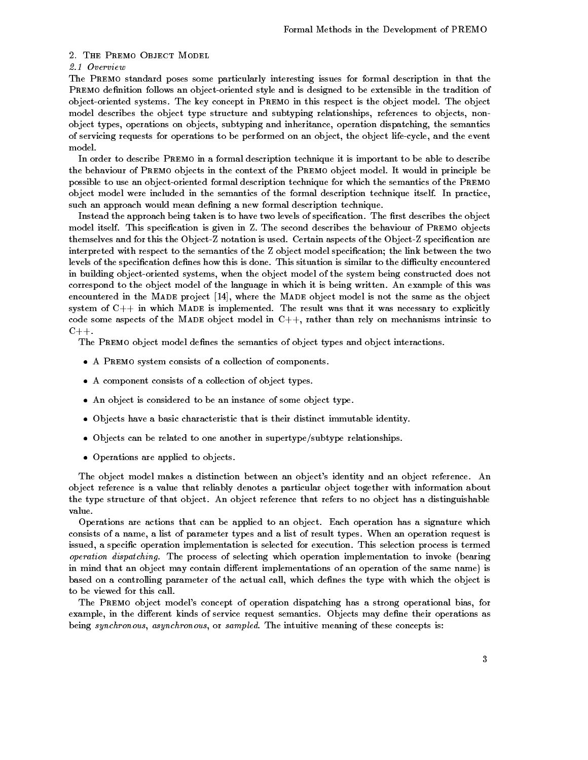## 2. The Premo Object Model

### 2.1 Overview

The Premo standard poses some particularly interesting issues for formal description in that the Premo definition follows an object-oriented style and is designed to be extensible in the tradition of object-oriented systems. The key concept in Premo in this respect is the object model. The object model describes the object type structure and subtyping relationships, references to objects, non-object types, operations on objects, subtyping and inheritance, operation dispatching, the semantics of servicing requests for operations to be performed on an object, the object life-cycle, and the event model.

In order to describe Premo in a formal description technique it is important to be able to describe the behaviour of Premo objects in the context of the Premo object model. It would in principle be possible to use an object-oriented formal description technique for which the semantics of the Premo object model were included in the semantics of the formal description technique itself. In practice, such an approach would mean defining a new formal description technique.

Instead the approach being taken is to have two levels of specification. The first describes the object model itself. This specification is given in Z. The second describes the behaviour of Premo objects themselves and for this the Object-Z notation is used. Certain aspects of the Object-Z specification are interpreted with respect to the semantics of the Z object model specification; the link between the two levels of the specification defines how this is done. This situation is similar to the difficulty encountered in building object-oriented systems, when the object model of the system being constructed does not correspond to the object model of the language in which it is being written. An example of this was encountered in the Made project [14], where the Made object model is not the same as the object system of C++ in which Made is implemented. The result was that it was necessary to explicitly code some aspects of the Made object model in C++, rather than rely on mechanisms intrinsic to C++.

The Premo object model defines the semantics of object types and object interactions.

- A Premo system consists of a collection of components.
- A component consists of a collection of object types.
- An object is considered to be an instance of some object type.
- Objects have a basic characteristic that is their distinct immutable identity.
- Objects can be related to one another in supertype/subtype relationships.
- Operations are applied to objects.

The object model makes a distinction between an object's identity and an object reference. An object reference is a value that reliably denotes a particular object together with information about the type structure of that object. An object reference that refers to no object has a distinguishable value.

Operations are actions that can be applied to an object. Each operation has a signature which consists of a name, a list of parameter types and a list of result types. When an operation request is issued, a specific operation implementation is selected for execution. This selection process is termed *operation dispatching*. The process of selecting which operation implementation to invoke (bearing in mind that an object may contain different implementations of an operation of the same name) is based on a controlling parameter of the actual call, which defines the type with which the object is to be viewed for this call.

The Premo object model's concept of operation dispatching has a strong operational bias, for example, in the different kinds of service request semantics. Objects may define their operations as being *synchronous*, *asynchronous*, or *sampled*. The intuitive meaning of these concepts is: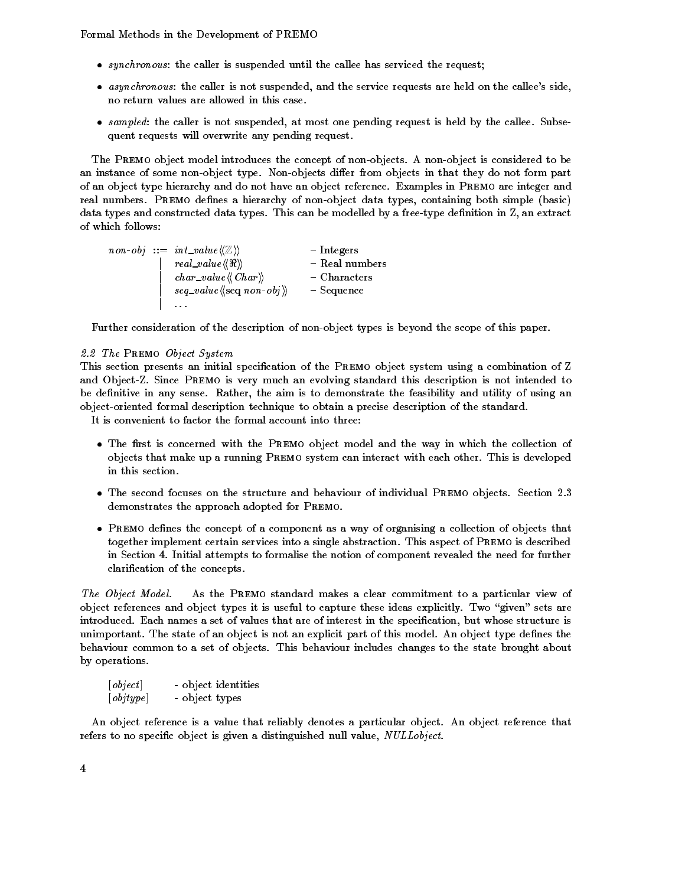- *synchronous*: the caller is suspended until the callee has serviced the request;
- *asynchronous*: the caller is not suspended, and the service requests are held on the callee's side, no return values are allowed in this case.
- *sampled*: the caller is not suspended, at most one pending request is held by the callee. Subsequent requests will overwrite any pending request.

The PREMO object model introduces the concept of non-objects. A non-object is considered to be an instance of some non-object type. Non-objects differ from objects in that they do not form part of an object type hierarchy and do not have an object reference. Examples in PREMO are integer and real numbers. PREMO defines a hierarchy of non-object data types, containing both simple (basic) data types and constructed data types. This can be modelled by a free-type definition in Z, an extract of which follows:

$$
\begin{array}{lll}
\mathit{non\text{-}obj} ::= & \mathit{int\_value}\langle\!\langle \mathbb{Z} \rangle\!\rangle & \text{– Integers} \\
\quad\quad | & \mathit{real\_value}\langle\!\langle \Re \rangle\!\rangle & \text{– Real numbers} \\
\quad\quad | & \mathit{char\_value}\langle\!\langle \mathit{Char} \rangle\!\rangle & \text{– Characters} \\
\quad\quad | & \mathit{seq\_value}\langle\!\langle \mathrm{seq}\ \mathit{non\text{-}obj} \rangle\!\rangle & \text{– Sequence} \\
\quad\quad | & \ldots &
\end{array}
$$

Further consideration of the description of non-object types is beyond the scope of this paper.

### *2.2 The* PREMO *Object System*

This section presents an initial specification of the PREMO object system using a combination of Z and Object-Z. Since PREMO is very much an evolving standard this description is not intended to be definitive in any sense. Rather, the aim is to demonstrate the feasibility and utility of using an object-oriented formal description technique to obtain a precise description of the standard.

It is convenient to factor the formal account into three:

- The first is concerned with the PREMO object model and the way in which the collection of objects that make up a running PREMO system can interact with each other. This is developed in this section.
- The second focuses on the structure and behaviour of individual PREMO objects. Section 2.3 demonstrates the approach adopted for PREMO.
- PREMO defines the concept of a component as a way of organising a collection of objects that together implement certain services into a single abstraction. This aspect of PREMO is described in Section 4. Initial attempts to formalise the notion of component revealed the need for further clarification of the concepts.

*The Object Model.* As the PREMO standard makes a clear commitment to a particular view of object references and object types it is useful to capture these ideas explicitly. Two "given" sets are introduced. Each names a set of values that are of interest in the specification, but whose structure is unimportant. The state of an object is not an explicit part of this model. An object type defines the behaviour common to a set of objects. This behaviour includes changes to the state brought about by operations.

| | |
|---|---|
| $[\mathit{object}]$ | - object identities |
| $[\mathit{objtype}]$ | - object types |

An object reference is a value that reliably denotes a particular object. An object reference that refers to no specific object is given a distinguished null value, *NULLobject*.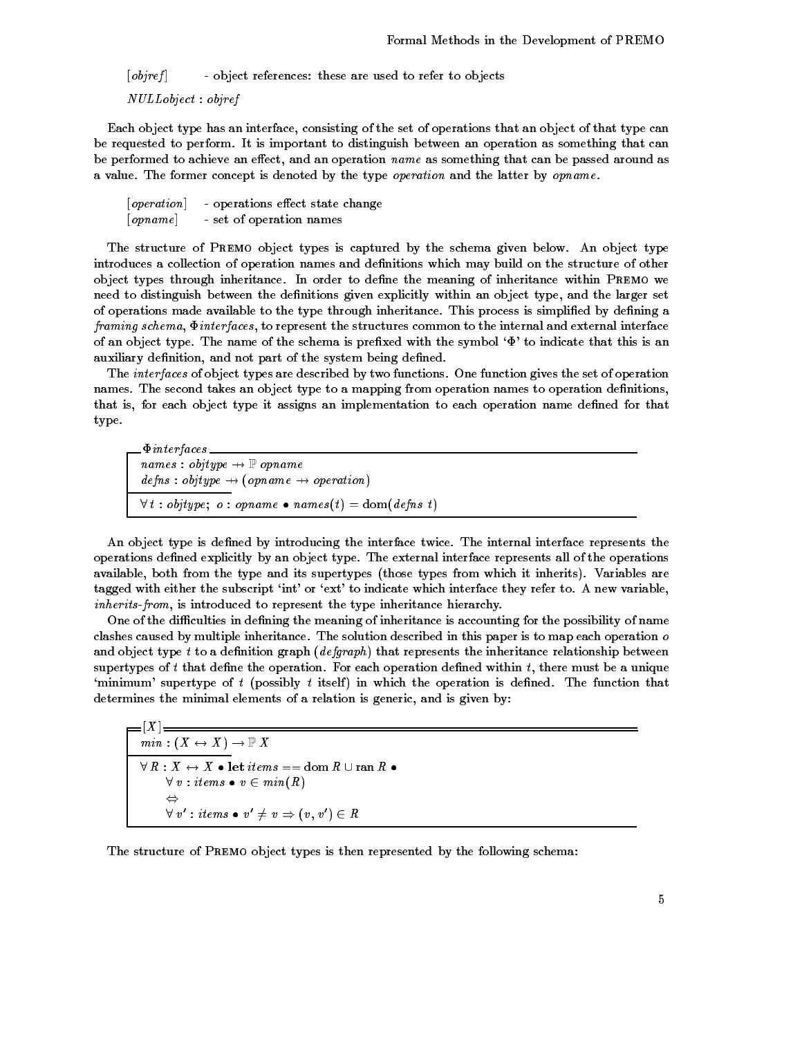$[objref]$ - object references: these are used to refer to objects

$NULLobject : objref$

Each object type has an interface, consisting of the set of operations that an object of that type can be requested to perform. It is important to distinguish between an operation as something that can be performed to achieve an effect, and an operation *name* as something that can be passed around as a value. The former concept is denoted by the type *operation* and the latter by *opname*.

$[operation]$ - operations effect state change
$[opname]$ - set of operation names

The structure of PREMO object types is captured by the schema given below. An object type introduces a collection of operation names and definitions which may build on the structure of other object types through inheritance. In order to define the meaning of inheritance within PREMO we need to distinguish between the definitions given explicitly within an object type, and the larger set of operations made available to the type through inheritance. This process is simplified by defining a *framing schema*, $\Phi interfaces$, to represent the structures common to the internal and external interface of an object type. The name of the schema is prefixed with the symbol '$\Phi$' to indicate that this is an auxiliary definition, and not part of the system being defined.

The *interfaces* of object types are described by two functions. One function gives the set of operation names. The second takes an object type to a mapping from operation names to operation definitions, that is, for each object type it assigns an implementation to each operation name defined for that type.

$\Phi interfaces$

$$names : objtype \rightarrow \mathbb{P}\, opname$$
$$defns : objtype \rightarrow (opname \rightarrow operation)$$

---

$$\forall\, t : objtype;\ o : opname \bullet names(t) = \mathrm{dom}(defns\ t)$$

An object type is defined by introducing the interface twice. The internal interface represents the operations defined explicitly by an object type. The external interface represents all of the operations available, both from the type and its supertypes (those types from which it inherits). Variables are tagged with either the subscript 'int' or 'ext' to indicate which interface they refer to. A new variable, *inherits-from*, is introduced to represent the type inheritance hierarchy.

One of the difficulties in defining the meaning of inheritance is accounting for the possibility of name clashes caused by multiple inheritance. The solution described in this paper is to map each operation $o$ and object type $t$ to a definition graph (*defgraph*) that represents the inheritance relationship between supertypes of $t$ that define the operation. For each operation defined within $t$, there must be a unique 'minimum' supertype of $t$ (possibly $t$ itself) in which the operation is defined. The function that determines the minimal elements of a relation is generic, and is given by:

$[X]$

$$min : (X \leftrightarrow X) \rightarrow \mathbb{P}\, X$$

---

$$\forall\, R : X \leftrightarrow X \bullet \textbf{let}\ items == \mathrm{dom}\ R \cup \mathrm{ran}\ R \bullet$$
$$\quad \forall\, v : items \bullet v \in min(R)$$
$$\quad \Leftrightarrow$$
$$\quad \forall\, v' : items \bullet v' \neq v \Rightarrow (v, v') \in R$$

The structure of PREMO object types is then represented by the following schema: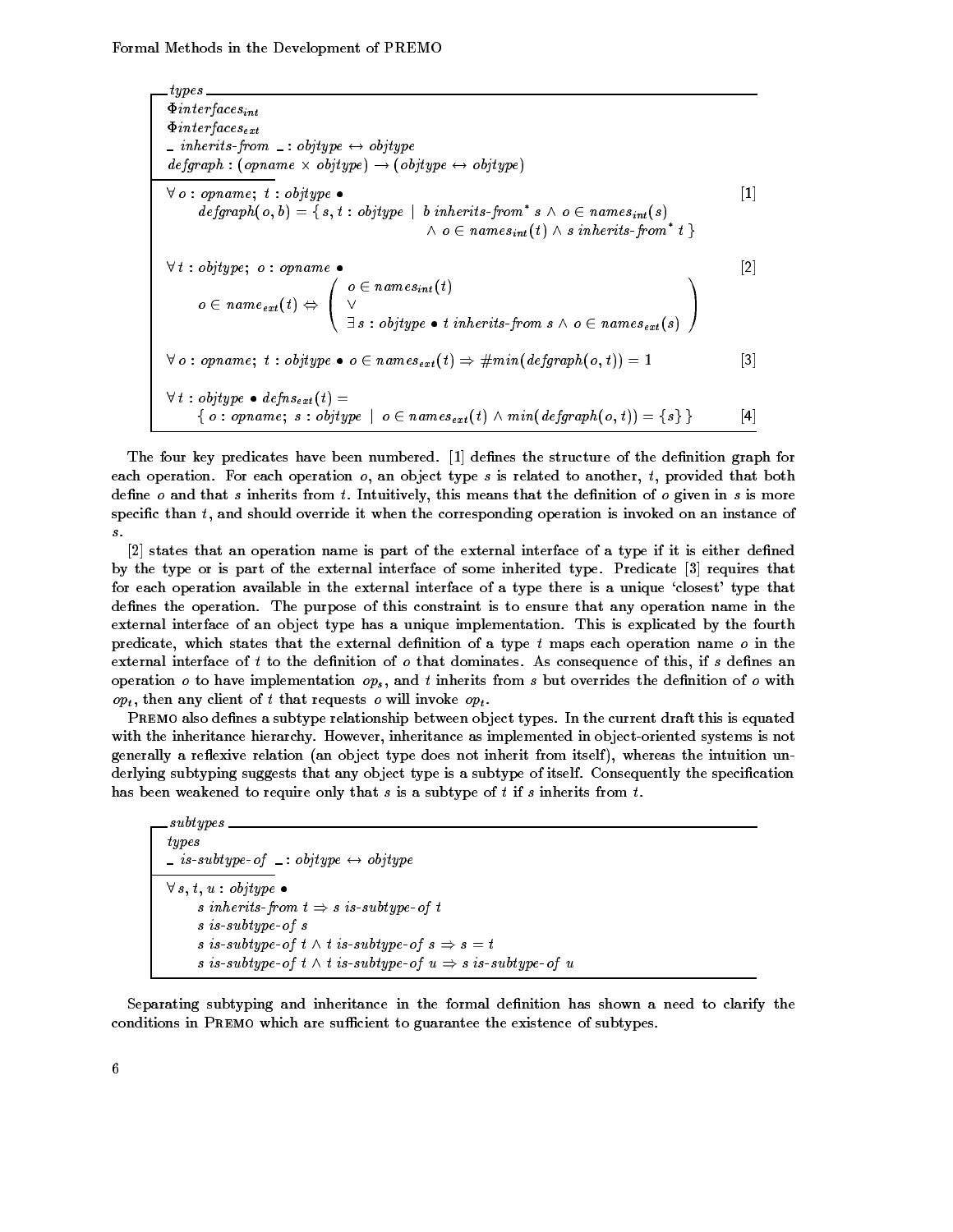**types**

$$\Phi interfaces_{int}$$
$$\Phi interfaces_{ext}$$
$$\_\ inherits\text{-}from\ \_ : objtype \leftrightarrow objtype$$
$$defgraph : (opname \times objtype) \rightarrow (objtype \leftrightarrow objtype)$$

---

$$\forall\, o : opname;\ t : objtype \bullet \qquad [1]$$
$$defgraph(o, b) = \{\, s, t : objtype \mid b\ inherits\text{-}from^{*}\ s \wedge o \in names_{int}(s) \wedge o \in names_{int}(t) \wedge s\ inherits\text{-}from^{*}\ t \,\}$$

$$\forall\, t : objtype;\ o : opname \bullet \qquad [2]$$
$$o \in name_{ext}(t) \Leftrightarrow \left( \begin{array}{l} o \in names_{int}(t) \\ \vee \\ \exists\, s : objtype \bullet t\ inherits\text{-}from\ s \wedge o \in names_{ext}(s) \end{array} \right)$$

$$\forall\, o : opname;\ t : objtype \bullet o \in names_{ext}(t) \Rightarrow \#min(defgraph(o, t)) = 1 \qquad [3]$$

$$\forall\, t : objtype \bullet defns_{ext}(t) = \qquad [4]$$
$$\{\, o : opname;\ s : objtype \mid o \in names_{ext}(t) \wedge min(defgraph(o, t)) = \{s\} \,\}$$

The four key predicates have been numbered. [1] defines the structure of the definition graph for each operation. For each operation $o$, an object type $s$ is related to another, $t$, provided that both define $o$ and that $s$ inherits from $t$. Intuitively, this means that the definition of $o$ given in $s$ is more specific than $t$, and should override it when the corresponding operation is invoked on an instance of $s$.

[2] states that an operation name is part of the external interface of a type if it is either defined by the type or is part of the external interface of some inherited type. Predicate [3] requires that for each operation available in the external interface of a type there is a unique 'closest' type that defines the operation. The purpose of this constraint is to ensure that any operation name in the external interface of an object type has a unique implementation. This is explicated by the fourth predicate, which states that the external definition of a type $t$ maps each operation name $o$ in the external interface of $t$ to the definition of $o$ that dominates. As consequence of this, if $s$ defines an operation $o$ to have implementation $op_s$, and $t$ inherits from $s$ but overrides the definition of $o$ with $op_t$, then any client of $t$ that requests $o$ will invoke $op_t$.

PREMO also defines a subtype relationship between object types. In the current draft this is equated with the inheritance hierarchy. However, inheritance as implemented in object-oriented systems is not generally a reflexive relation (an object type does not inherit from itself), whereas the intuition underlying subtyping suggests that any object type is a subtype of itself. Consequently the specification has been weakened to require only that $s$ is a subtype of $t$ if $s$ inherits from $t$.

**subtypes**

$$types$$
$$\_\ is\text{-}subtype\text{-}of\ \_ : objtype \leftrightarrow objtype$$

---

$$\forall\, s, t, u : objtype \bullet$$
$$s\ inherits\text{-}from\ t \Rightarrow s\ is\text{-}subtype\text{-}of\ t$$
$$s\ is\text{-}subtype\text{-}of\ s$$
$$s\ is\text{-}subtype\text{-}of\ t \wedge t\ is\text{-}subtype\text{-}of\ s \Rightarrow s = t$$
$$s\ is\text{-}subtype\text{-}of\ t \wedge t\ is\text{-}subtype\text{-}of\ u \Rightarrow s\ is\text{-}subtype\text{-}of\ u$$

Separating subtyping and inheritance in the formal definition has shown a need to clarify the conditions in PREMO which are sufficient to guarantee the existence of subtypes.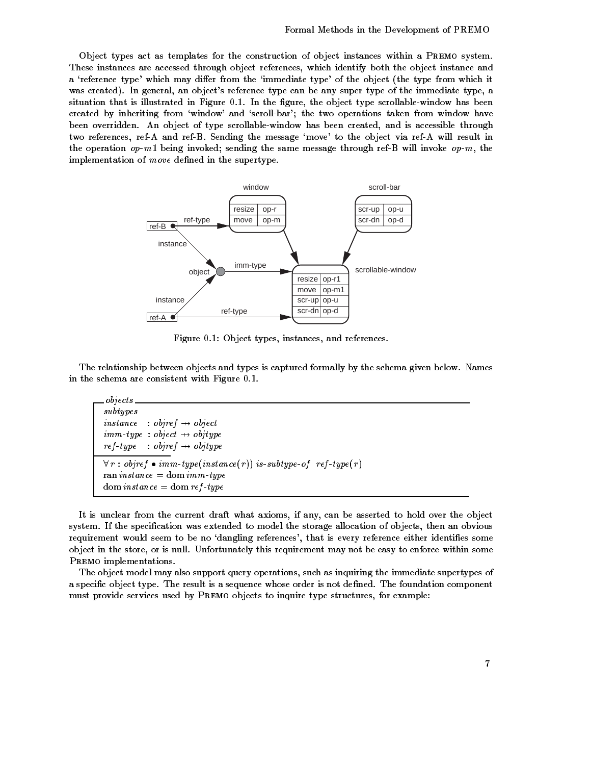Object types act as templates for the construction of object instances within a PREMO system. These instances are accessed through object references, which identify both the object instance and a 'reference type' which may differ from the 'immediate type' of the object (the type from which it was created). In general, an object's reference type can be any super type of the immediate type, a situation that is illustrated in Figure 0.1. In the figure, the object type scrollable-window has been created by inheriting from 'window' and 'scroll-bar'; the two operations taken from window have been overridden. An object of type scrollable-window has been created, and is accessible through two references, ref-A and ref-B. Sending the message 'move' to the object via ref-A will result in the operation *op-m*1 being invoked; sending the same message through ref-B will invoke *op-m*, the implementation of *move* defined in the supertype.

Figure 0.1: Object types, instances, and references.

The relationship between objects and types is captured formally by the schema given below. Names in the schema are consistent with Figure 0.1.

```
┌─ objects ──────────────────────────────────────────
│ subtypes
│ instance  : objref ⇸ object
│ imm-type  : object ⇸ objtype
│ ref-type  : objref ⇸ objtype
├────────────────────────────────────────────────────
│ ∀ r : objref • imm-type(instance(r)) is-subtype-of ref-type(r)
│ ran instance = dom imm-type
│ dom instance = dom ref-type
└────────────────────────────────────────────────────
```

It is unclear from the current draft what axioms, if any, can be asserted to hold over the object system. If the specification was extended to model the storage allocation of objects, then an obvious requirement would seem to be no 'dangling references', that is every reference either identifies some object in the store, or is null. Unfortunately this requirement may not be easy to enforce within some PREMO implementations.

The object model may also support query operations, such as inquiring the immediate supertypes of a specific object type. The result is a sequence whose order is not defined. The foundation component must provide services used by PREMO objects to inquire type structures, for example: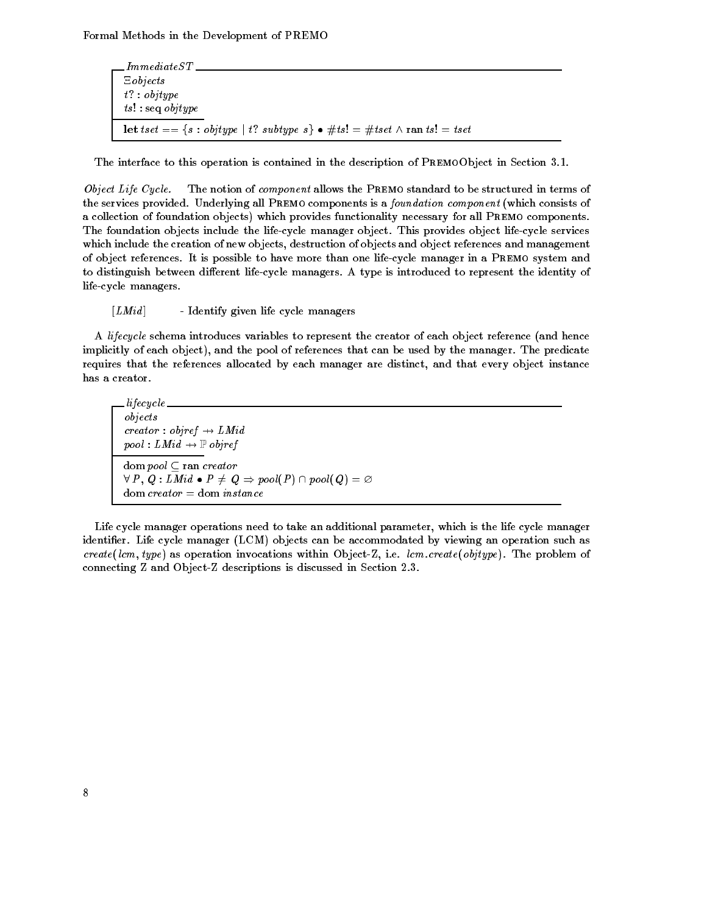```
┌─ ImmediateST ─────────────────────────────────────────
│ Ξobjects
│ t? : objtype
│ ts! : seq objtype
├───────────────────
│ let tset == {s : objtype | t? subtype s} • #ts! = #tset ∧ ran ts! = tset
└───────────────────────────────────────────────────────
```

The interface to this operation is contained in the description of PremoObject in Section 3.1.

*Object Life Cycle.* The notion of *component* allows the Premo standard to be structured in terms of the services provided. Underlying all Premo components is a *foundation component* (which consists of a collection of foundation objects) which provides functionality necessary for all Premo components. The foundation objects include the life-cycle manager object. This provides object life-cycle services which include the creation of new objects, destruction of objects and object references and management of object references. It is possible to have more than one life-cycle manager in a Premo system and to distinguish between different life-cycle managers. A type is introduced to represent the identity of life-cycle managers.

$[LMid]$ - Identify given life cycle managers

A *lifecycle* schema introduces variables to represent the creator of each object reference (and hence implicitly of each object), and the pool of references that can be used by the manager. The predicate requires that the references allocated by each manager are distinct, and that every object instance has a creator.

```
┌─ lifecycle ───────────────────────────────────────────
│ objects
│ creator : objref ⇸ LMid
│ pool : LMid ⇸ ℙ objref
├───────────────────
│ dom pool ⊆ ran creator
│ ∀ P, Q : LMid • P ≠ Q ⇒ pool(P) ∩ pool(Q) = ∅
│ dom creator = dom instance
└───────────────────────────────────────────────────────
```

Life cycle manager operations need to take an additional parameter, which is the life cycle manager identifier. Life cycle manager (LCM) objects can be accommodated by viewing an operation such as *create*(*lcm*, *type*) as operation invocations within Object-Z, i.e. *lcm.create*(*objtype*). The problem of connecting Z and Object-Z descriptions is discussed in Section 2.3.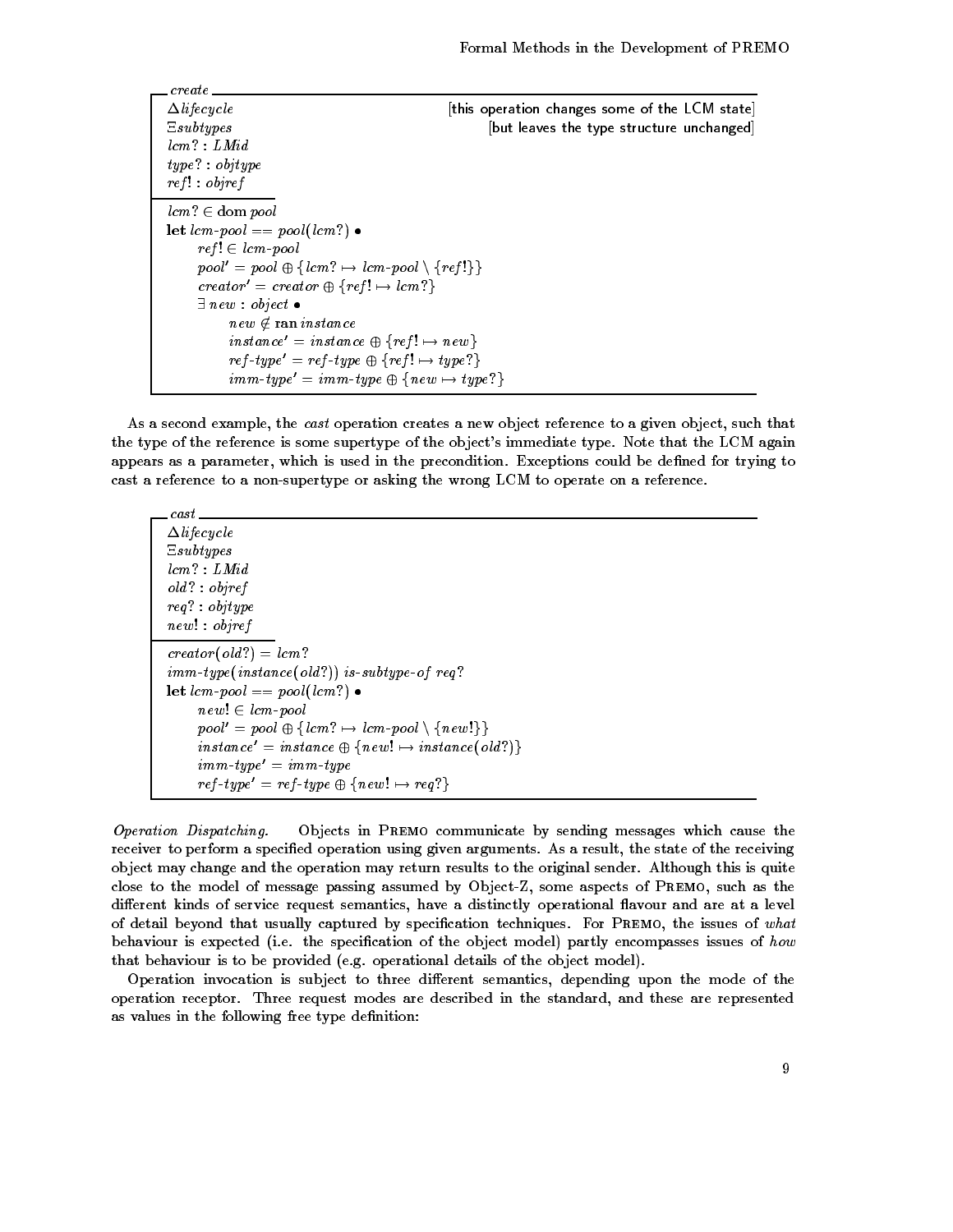**create**

$$
\begin{array}{|l}
\Delta lifecycle \qquad\qquad\qquad\qquad \text{[this operation changes some of the LCM state]} \\
\Xi subtypes \qquad\qquad\qquad\qquad\qquad \text{[but leaves the type structure unchanged]} \\
lcm? : LMid \\
type? : objtype \\
ref! : objref \\
\hline
lcm? \in \mathrm{dom}\ pool \\
\mathbf{let}\ lcm\text{-}pool == pool(lcm?) \bullet \\
\quad ref! \in lcm\text{-}pool \\
\quad pool' = pool \oplus \{lcm? \mapsto lcm\text{-}pool \setminus \{ref!\}\} \\
\quad creator' = creator \oplus \{ref! \mapsto lcm?\} \\
\quad \exists\ new : object \bullet \\
\quad\quad new \notin \mathrm{ran}\ instance \\
\quad\quad instance' = instance \oplus \{ref! \mapsto new\} \\
\quad\quad ref\text{-}type' = ref\text{-}type \oplus \{ref! \mapsto type?\} \\
\quad\quad imm\text{-}type' = imm\text{-}type \oplus \{new \mapsto type?\}
\end{array}
$$

As a second example, the *cast* operation creates a new object reference to a given object, such that the type of the reference is some supertype of the object's immediate type. Note that the LCM again appears as a parameter, which is used in the precondition. Exceptions could be defined for trying to cast a reference to a non-supertype or asking the wrong LCM to operate on a reference.

**cast**

$$
\begin{array}{|l}
\Delta lifecycle \\
\Xi subtypes \\
lcm? : LMid \\
old? : objref \\
req? : objtype \\
new! : objref \\
\hline
creator(old?) = lcm? \\
imm\text{-}type(instance(old?))\ is\text{-}subtype\text{-}of\ req? \\
\mathbf{let}\ lcm\text{-}pool == pool(lcm?) \bullet \\
\quad new! \in lcm\text{-}pool \\
\quad pool' = pool \oplus \{lcm? \mapsto lcm\text{-}pool \setminus \{new!\}\} \\
\quad instance' = instance \oplus \{new! \mapsto instance(old?)\} \\
\quad imm\text{-}type' = imm\text{-}type \\
\quad ref\text{-}type' = ref\text{-}type \oplus \{new! \mapsto req?\}
\end{array}
$$

*Operation Dispatching.* Objects in PREMO communicate by sending messages which cause the receiver to perform a specified operation using given arguments. As a result, the state of the receiving object may change and the operation may return results to the original sender. Although this is quite close to the model of message passing assumed by Object-Z, some aspects of PREMO, such as the different kinds of service request semantics, have a distinctly operational flavour and are at a level of detail beyond that usually captured by specification techniques. For PREMO, the issues of *what* behaviour is expected (i.e. the specification of the object model) partly encompasses issues of *how* that behaviour is to be provided (e.g. operational details of the object model).

Operation invocation is subject to three different semantics, depending upon the mode of the operation receptor. Three request modes are described in the standard, and these are represented as values in the following free type definition: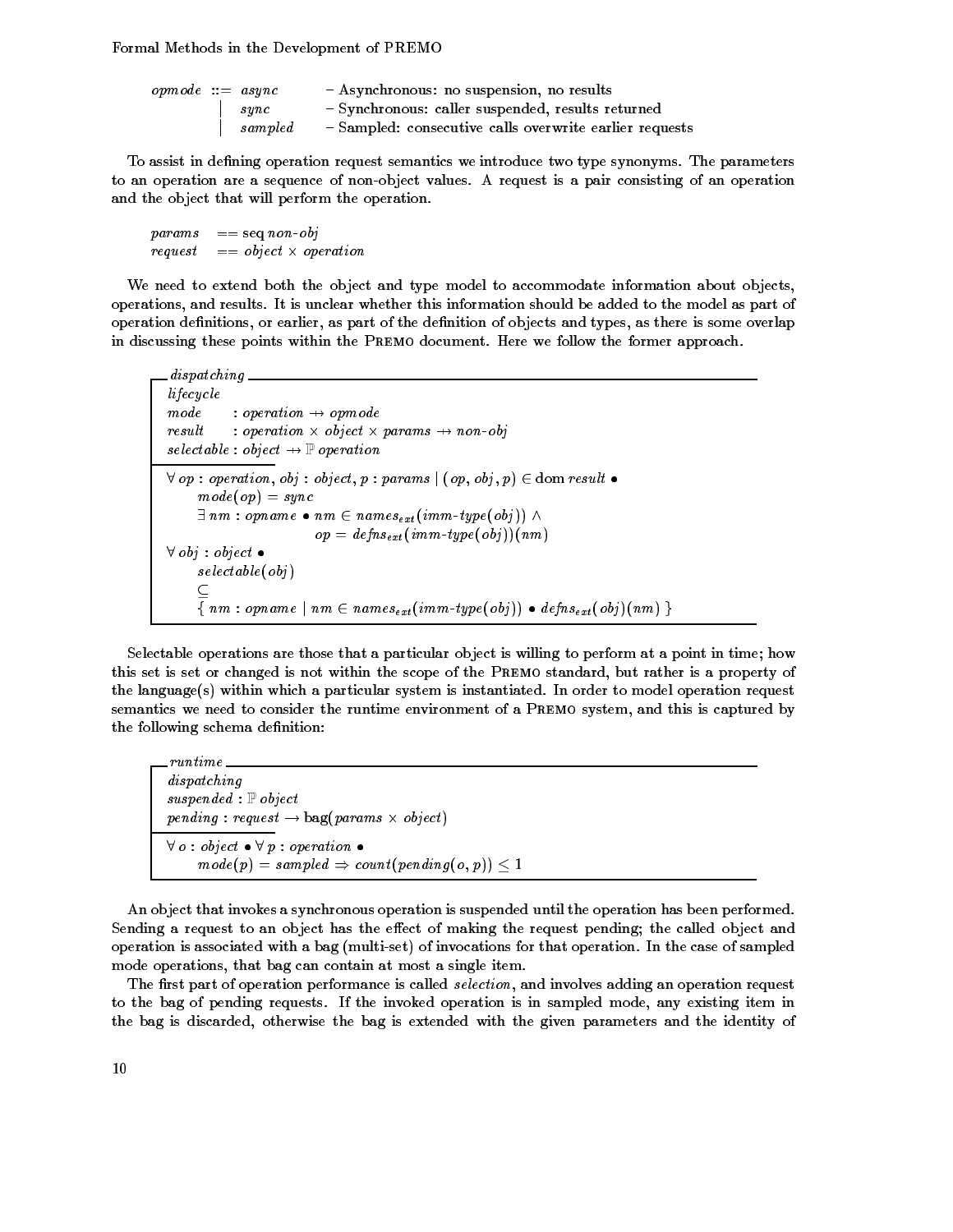$$
\begin{array}{lll}
opmode ::= & async & \text{– Asynchronous: no suspension, no results} \\
\mid & sync & \text{– Synchronous: caller suspended, results returned} \\
\mid & sampled & \text{– Sampled: consecutive calls overwrite earlier requests}
\end{array}
$$

To assist in defining operation request semantics we introduce two type synonyms. The parameters to an operation are a sequence of non-object values. A request is a pair consisting of an operation and the object that will perform the operation.

$$
\begin{array}{ll}
params & == \operatorname{seq} non\text{-}obj \\
request & == object \times operation
\end{array}
$$

We need to extend both the object and type model to accommodate information about objects, operations, and results. It is unclear whether this information should be added to the model as part of operation definitions, or earlier, as part of the definition of objects and types, as there is some overlap in discussing these points within the PREMO document. Here we follow the former approach.

**dispatching**

$$
\begin{array}{l}
lifecycle \\
mode : operation \rightarrow opmode \\
result : operation \times object \times params \rightarrow non\text{-}obj \\
selectable : object \rightarrow \mathbb{P}\, operation \\
\hline
\forall\, op : operation, obj : object, p : params \mid (op, obj, p) \in \operatorname{dom} result \bullet \\
\quad mode(op) = sync \\
\quad \exists\, nm : opname \bullet nm \in names_{ext}(imm\text{-}type(obj)) \wedge \\
\qquad\qquad op = defns_{ext}(imm\text{-}type(obj))(nm) \\
\forall\, obj : object \bullet \\
\quad selectable(obj) \\
\quad \subseteq \\
\quad \{\, nm : opname \mid nm \in names_{ext}(imm\text{-}type(obj)) \bullet defns_{ext}(obj)(nm) \,\}
\end{array}
$$

Selectable operations are those that a particular object is willing to perform at a point in time; how this set is set or changed is not within the scope of the PREMO standard, but rather is a property of the language(s) within which a particular system is instantiated. In order to model operation request semantics we need to consider the runtime environment of a PREMO system, and this is captured by the following schema definition:

**runtime**

$$
\begin{array}{l}
dispatching \\
suspended : \mathbb{P}\, object \\
pending : request \rightarrow \operatorname{bag}(params \times object) \\
\hline
\forall\, o : object \bullet \forall\, p : operation \bullet \\
\quad mode(p) = sampled \Rightarrow count(pending(o, p)) \leq 1
\end{array}
$$

An object that invokes a synchronous operation is suspended until the operation has been performed. Sending a request to an object has the effect of making the request pending; the called object and operation is associated with a bag (multi-set) of invocations for that operation. In the case of sampled mode operations, that bag can contain at most a single item.

The first part of operation performance is called *selection*, and involves adding an operation request to the bag of pending requests. If the invoked operation is in sampled mode, any existing item in the bag is discarded, otherwise the bag is extended with the given parameters and the identity of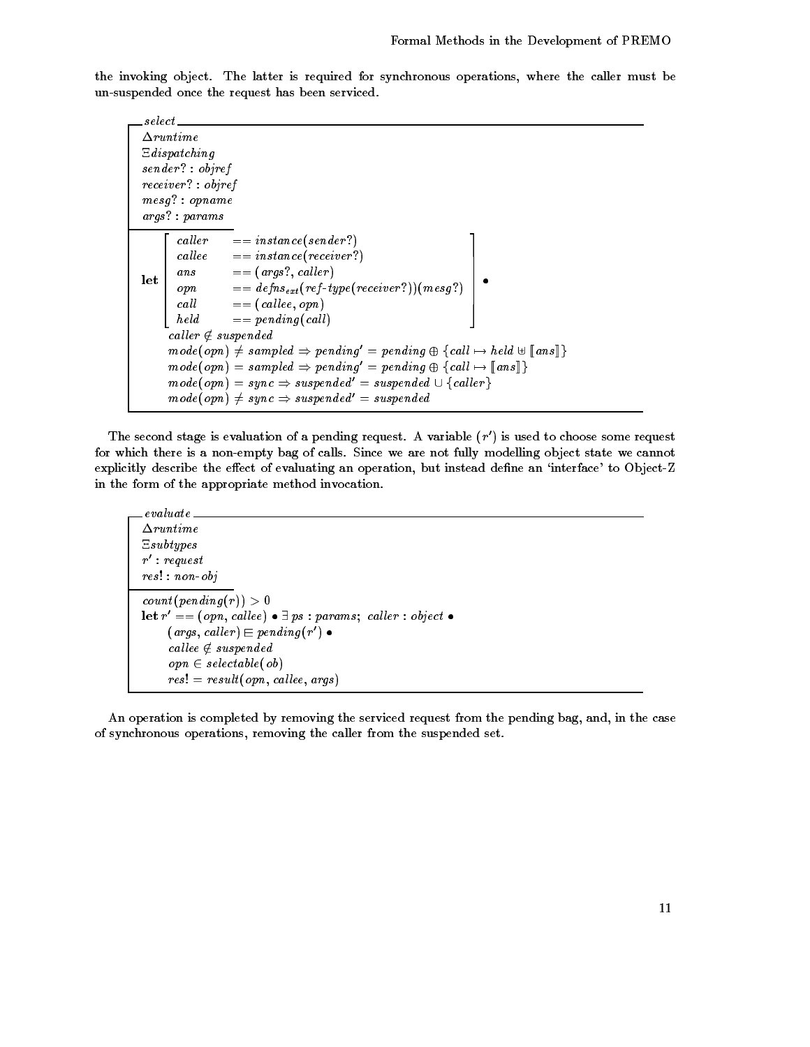the invoking object. The latter is required for synchronous operations, where the caller must be un-suspended once the request has been serviced.

**select**

$$
\begin{array}{l}
\Delta runtime \\
\Xi dispatching \\
sender? : objref \\
receiver? : objref \\
mesg? : opname \\
args? : params \\
\hline
\textbf{let} \left[ \begin{array}{ll}
caller & == instance(sender?) \\
callee & == instance(receiver?) \\
ans & == (args?, caller) \\
opn & == defns_{ext}(ref\text{-}type(receiver?))(mesg?) \\
call & == (callee, opn) \\
held & == pending(call)
\end{array} \right] \bullet \\
\quad caller \notin suspended \\
\quad mode(opn) \neq sampled \Rightarrow pending' = pending \oplus \{call \mapsto held \uplus [\![ ans ]\!]\} \\
\quad mode(opn) = sampled \Rightarrow pending' = pending \oplus \{call \mapsto [\![ ans ]\!]\} \\
\quad mode(opn) = sync \Rightarrow suspended' = suspended \cup \{caller\} \\
\quad mode(opn) \neq sync \Rightarrow suspended' = suspended
\end{array}
$$

The second stage is evaluation of a pending request. A variable ($r'$) is used to choose some request for which there is a non-empty bag of calls. Since we are not fully modelling object state we cannot explicitly describe the effect of evaluating an operation, but instead define an 'interface' to Object-Z in the form of the appropriate method invocation.

**evaluate**

$$
\begin{array}{l}
\Delta runtime \\
\Xi subtypes \\
r' : request \\
res! : non\text{-}obj \\
\hline
count(pending(r)) > 0 \\
\textbf{let}\ r' == (opn, callee) \bullet \exists\, ps : params;\ caller : object \bullet \\
\quad (args, caller) \sqsubseteq pending(r') \bullet \\
\quad callee \notin suspended \\
\quad opn \in selectable(ob) \\
\quad res! = result(opn, callee, args)
\end{array}
$$

An operation is completed by removing the serviced request from the pending bag, and, in the case of synchronous operations, removing the caller from the suspended set.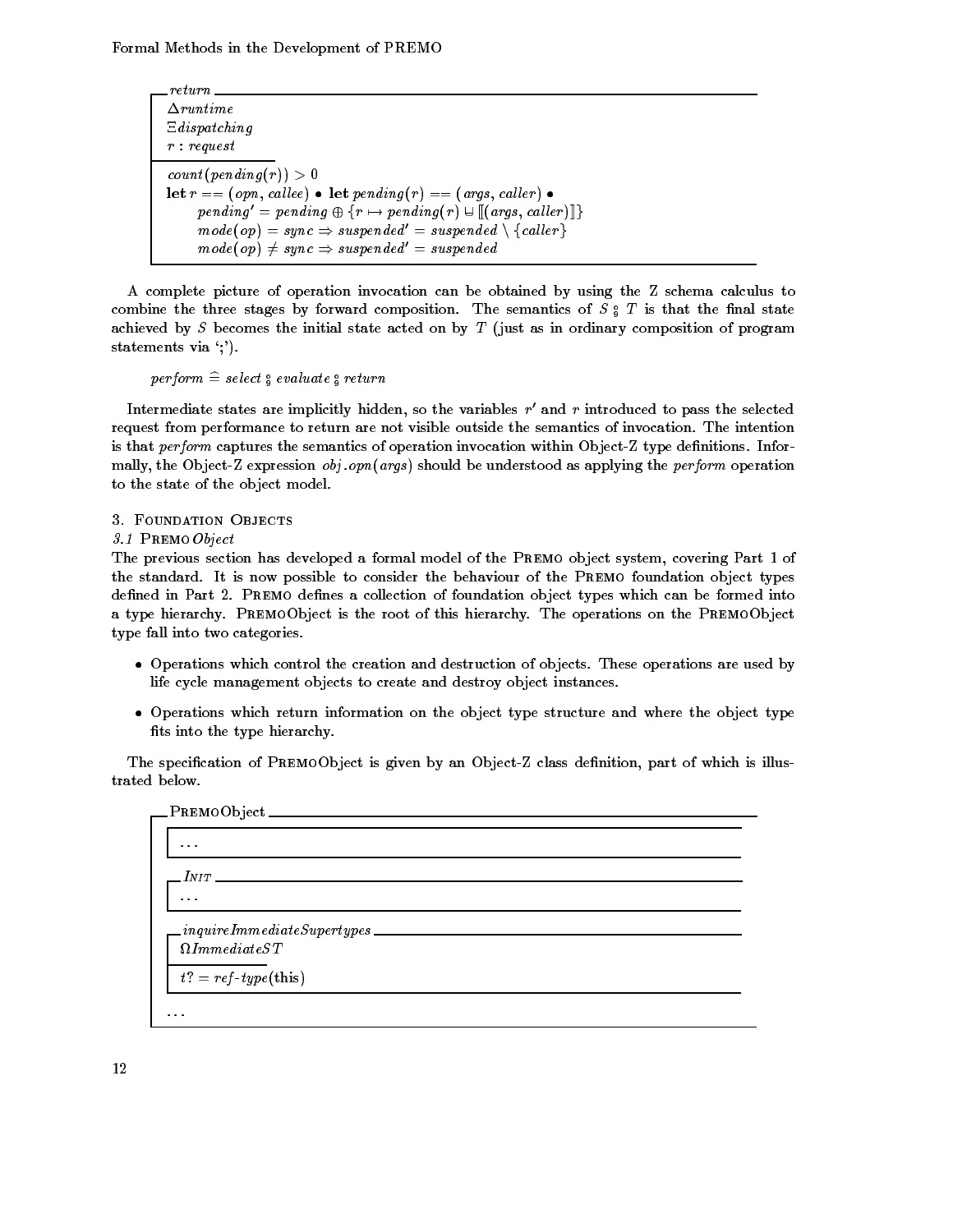$$
\begin{array}{|l}
\hline
\textit{return} \\
\hline
\Delta \textit{runtime} \\
\Xi \textit{dispatching} \\
r : \textit{request} \\
\hline
\textit{count}(\textit{pending}(r)) > 0 \\
\textbf{let}\ r == (\textit{opn}, \textit{callee}) \bullet \textbf{let}\ \textit{pending}(r) == (\textit{args}, \textit{caller}) \bullet \\
\quad \textit{pending}' = \textit{pending} \oplus \{ r \mapsto \textit{pending}(r) \uplus [\![ (\textit{args}, \textit{caller}) ]\!] \} \\
\quad \textit{mode}(\textit{op}) = \textit{sync} \Rightarrow \textit{suspended}' = \textit{suspended} \setminus \{ \textit{caller} \} \\
\quad \textit{mode}(\textit{op}) \neq \textit{sync} \Rightarrow \textit{suspended}' = \textit{suspended} \\
\hline
\end{array}
$$

A complete picture of operation invocation can be obtained by using the Z schema calculus to combine the three stages by forward composition. The semantics of $S \fatsemi T$ is that the final state achieved by $S$ becomes the initial state acted on by $T$ (just as in ordinary composition of program statements via ';').

$$\textit{perform} \mathrel{\widehat{=}} \textit{select} \fatsemi \textit{evaluate} \fatsemi \textit{return}$$

Intermediate states are implicitly hidden, so the variables $r'$ and $r$ introduced to pass the selected request from performance to return are not visible outside the semantics of invocation. The intention is that *perform* captures the semantics of operation invocation within Object-Z type definitions. Informally, the Object-Z expression $\textit{obj}.\textit{opn}(\textit{args})$ should be understood as applying the *perform* operation to the state of the object model.

## 3. Foundation Objects

### 3.1 PREMO *Object*

The previous section has developed a formal model of the PREMO object system, covering Part 1 of the standard. It is now possible to consider the behaviour of the PREMO foundation object types defined in Part 2. PREMO defines a collection of foundation object types which can be formed into a type hierarchy. PREMOObject is the root of this hierarchy. The operations on the PREMOObject type fall into two categories.

- Operations which control the creation and destruction of objects. These operations are used by life cycle management objects to create and destroy object instances.
- Operations which return information on the object type structure and where the object type fits into the type hierarchy.

The specification of PREMOObject is given by an Object-Z class definition, part of which is illustrated below.

$$
\begin{array}{|l}
\hline
\text{PREMOObject} \\
\hline
\quad \ldots \\
\quad \textit{INIT} \\
\quad \ldots \\
\quad \textit{inquireImmediateSupertypes} \\
\quad \Omega \textit{ImmediateST} \\
\quad t? = \textit{ref-type}(\text{this}) \\
\ldots \\
\hline
\end{array}
$$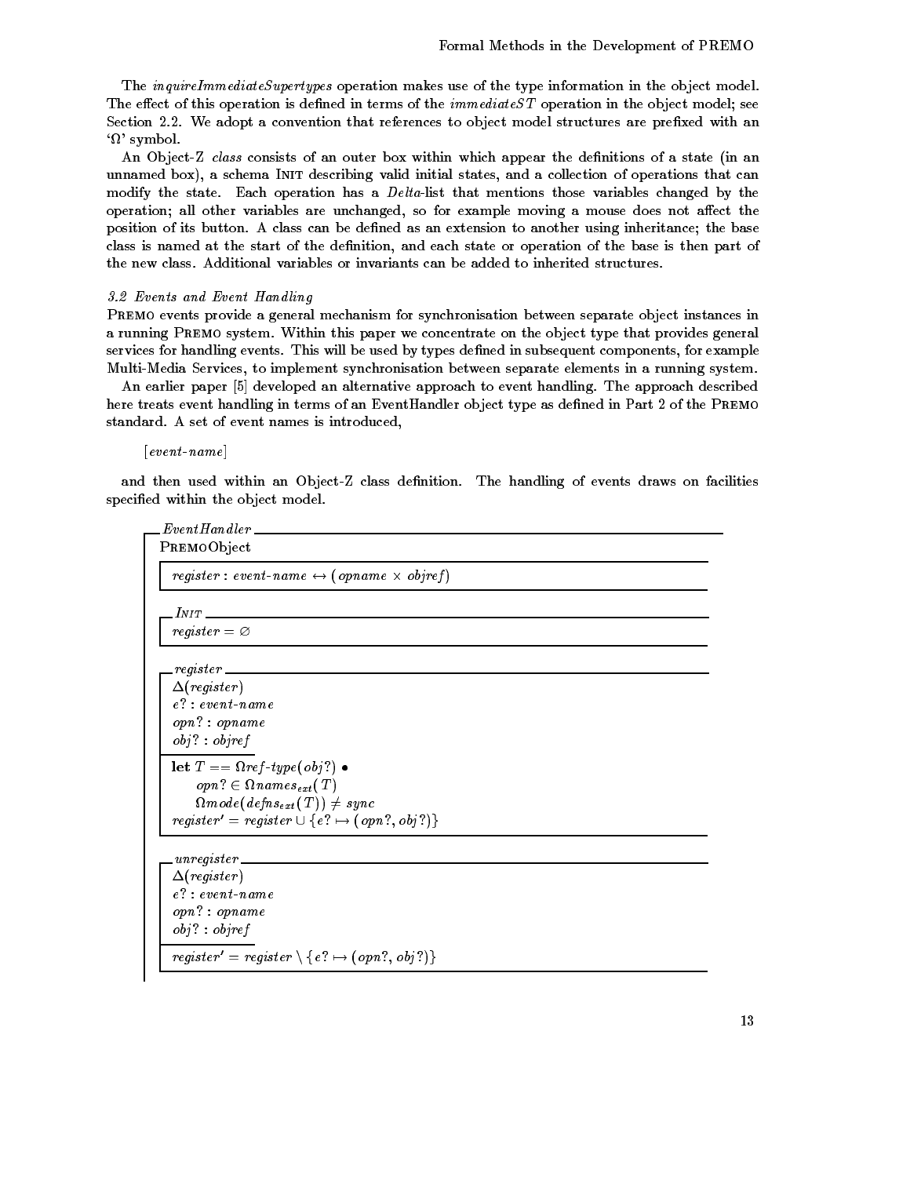The *inquireImmediateSupertypes* operation makes use of the type information in the object model. The effect of this operation is defined in terms of the *immediateST* operation in the object model; see Section 2.2. We adopt a convention that references to object model structures are prefixed with an '$\Omega$' symbol.

An Object-Z *class* consists of an outer box within which appear the definitions of a state (in an unnamed box), a schema INIT describing valid initial states, and a collection of operations that can modify the state. Each operation has a *Delta*-list that mentions those variables changed by the operation; all other variables are unchanged, so for example moving a mouse does not affect the position of its button. A class can be defined as an extension to another using inheritance; the base class is named at the start of the definition, and each state or operation of the base is then part of the new class. Additional variables or invariants can be added to inherited structures.

### 3.2 Events and Event Handling

PREMO events provide a general mechanism for synchronisation between separate object instances in a running PREMO system. Within this paper we concentrate on the object type that provides general services for handling events. This will be used by types defined in subsequent components, for example Multi-Media Services, to implement synchronisation between separate elements in a running system.

An earlier paper [5] developed an alternative approach to event handling. The approach described here treats event handling in terms of an EventHandler object type as defined in Part 2 of the PREMO standard. A set of event names is introduced,

$$[event\text{-}name]$$

and then used within an Object-Z class definition. The handling of events draws on facilities specified within the object model.

```
EventHandler
PREMOObject
  ─────────────────────────────────────────────
  register : event-name ↔ (opname × objref)
  ─────────────────────────────────────────────

  INIT
  register = ∅

  register
  Δ(register)
  e? : event-name
  opn? : opname
  obj? : objref
  ─────────────────────────────────────────────
  let T == Ωref-type(obj?) •
      opn? ∈ Ωnames_ext(T)
      Ωmode(defns_ext(T)) ≠ sync
  register' = register ∪ {e? ↦ (opn?, obj?)}

  unregister
  Δ(register)
  e? : event-name
  opn? : opname
  obj? : objref
  ─────────────────────────────────────────────
  register' = register \ {e? ↦ (opn?, obj?)}
```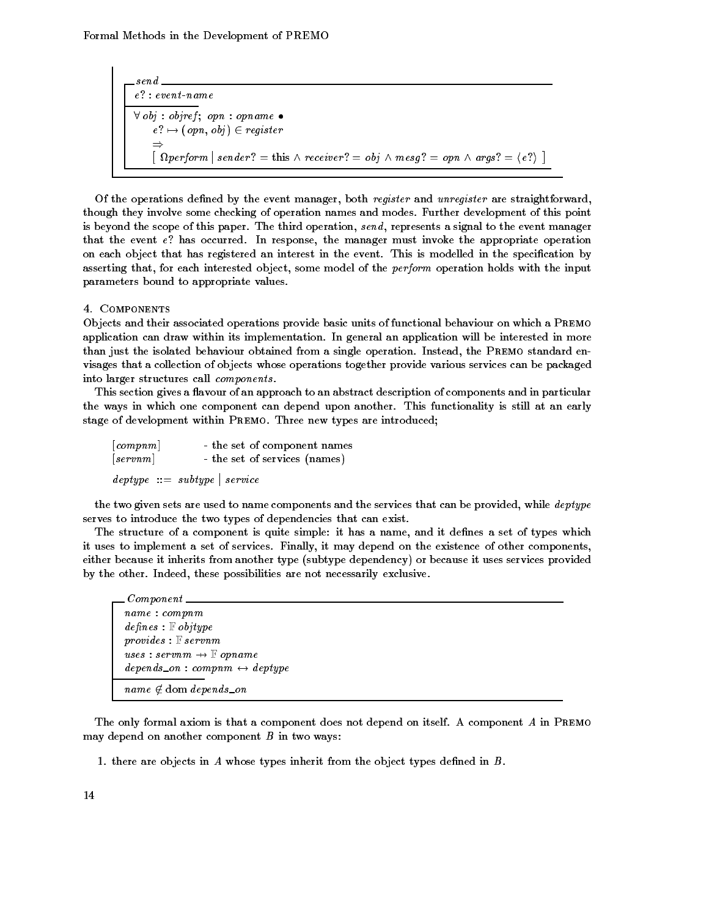$$
\begin{array}{l}
\textit{send} \\
\hline
e? : \textit{event-name} \\
\hline
\forall\, obj : objref;\ opn : opname \bullet \\
\quad e? \mapsto (opn, obj) \in register \\
\quad \Rightarrow \\
\quad [\ \Omega perform \mid sender? = \mathrm{this} \wedge receiver? = obj \wedge mesg? = opn \wedge args? = \langle e? \rangle\ ]
\end{array}
$$

Of the operations defined by the event manager, both *register* and *unregister* are straightforward, though they involve some checking of operation names and modes. Further development of this point is beyond the scope of this paper. The third operation, *send*, represents a signal to the event manager that the event $e?$ has occurred. In response, the manager must invoke the appropriate operation on each object that has registered an interest in the event. This is modelled in the specification by asserting that, for each interested object, some model of the *perform* operation holds with the input parameters bound to appropriate values.

## 4. Components

Objects and their associated operations provide basic units of functional behaviour on which a Premo application can draw within its implementation. In general an application will be interested in more than just the isolated behaviour obtained from a single operation. Instead, the Premo standard envisages that a collection of objects whose operations together provide various services can be packaged into larger structures call *components*.

This section gives a flavour of an approach to an abstract description of components and in particular the ways in which one component can depend upon another. This functionality is still at an early stage of development within Premo. Three new types are introduced;

$[compnm]$ - the set of component names
$[servnm]$ - the set of services (names)

$deptype ::= subtype \mid service$

the two given sets are used to name components and the services that can be provided, while *deptype* serves to introduce the two types of dependencies that can exist.

The structure of a component is quite simple: it has a name, and it defines a set of types which it uses to implement a set of services. Finally, it may depend on the existence of other components, either because it inherits from another type (subtype dependency) or because it uses services provided by the other. Indeed, these possibilities are not necessarily exclusive.

$$
\begin{array}{l}
\textit{Component} \\
\hline
name : compnm \\
defines : \mathbb{F}\, objtype \\
provides : \mathbb{F}\, servnm \\
uses : servnm \rightarrow\!\!\!\!\!\shortmid\;\; \mathbb{F}\, opname \\
depends\_on : compnm \leftrightarrow deptype \\
\hline
name \notin \mathrm{dom}\, depends\_on
\end{array}
$$

The only formal axiom is that a component does not depend on itself. A component $A$ in Premo may depend on another component $B$ in two ways:

1. there are objects in $A$ whose types inherit from the object types defined in $B$.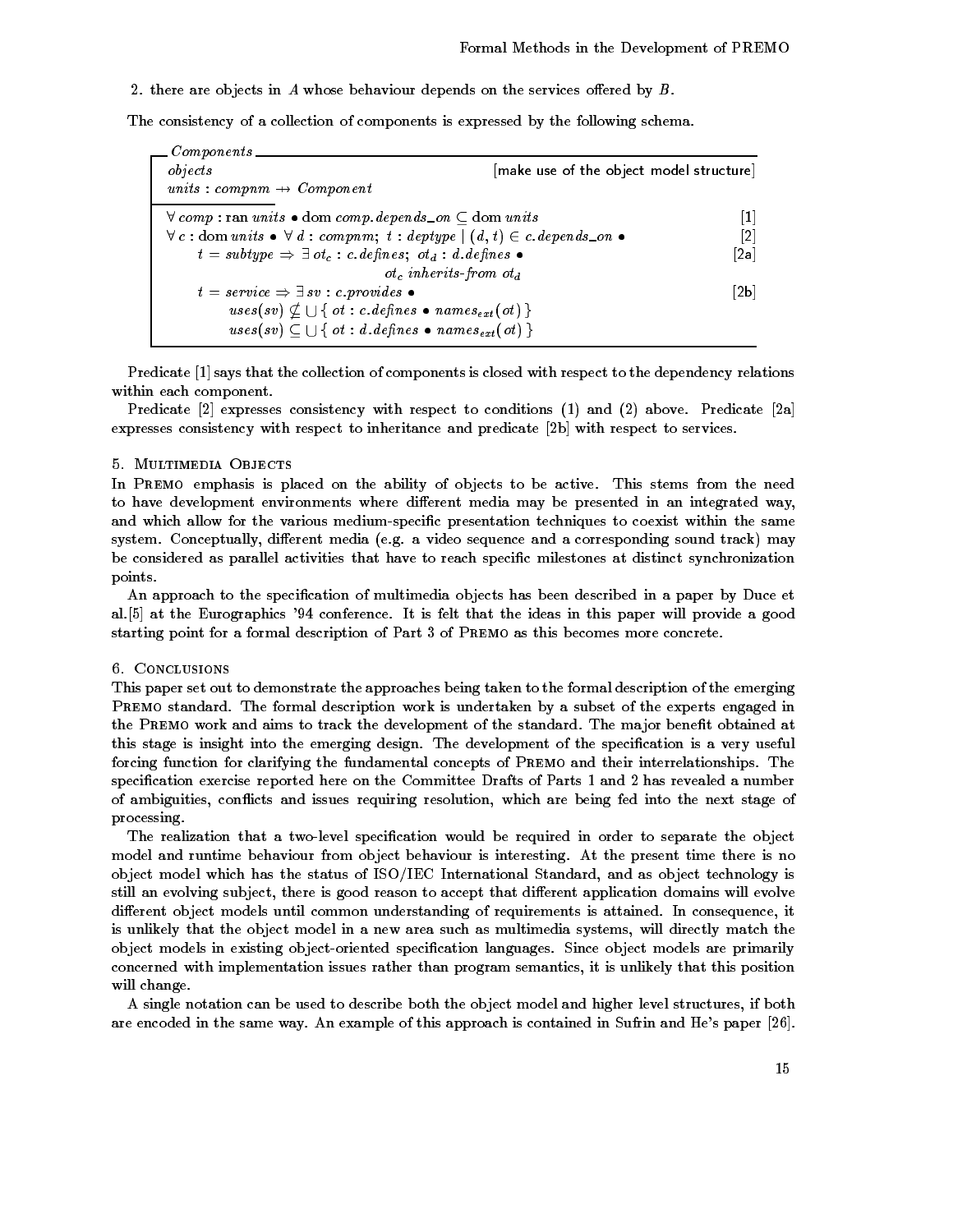2. there are objects in $A$ whose behaviour depends on the services offered by $B$.

The consistency of a collection of components is expressed by the following schema.

```
─ Components ──────────────────────────────────────────────────────────
  objects                                [make use of the object model structure]
  units : compnm ⇸ Component
  ─────────────
  ∀ comp : ran units • dom comp.depends_on ⊆ dom units                            [1]
  ∀ c : dom units • ∀ d : compnm; t : deptype | (d, t) ∈ c.depends_on •           [2]
       t = subtype ⇒ ∃ ot_c : c.defines; ot_d : d.defines •                       [2a]
                              ot_c inherits-from ot_d
       t = service ⇒ ∃ sv : c.provides •                                          [2b]
            uses(sv) ⊈ ⋃{ ot : c.defines • names_ext(ot) }
            uses(sv) ⊆ ⋃{ ot : d.defines • names_ext(ot) }
───────────────────────────────────────────────────────────────────────
```

Predicate [1] says that the collection of components is closed with respect to the dependency relations within each component.

Predicate [2] expresses consistency with respect to conditions (1) and (2) above. Predicate [2a] expresses consistency with respect to inheritance and predicate [2b] with respect to services.

## 5. Multimedia Objects

In Premo emphasis is placed on the ability of objects to be active. This stems from the need to have development environments where different media may be presented in an integrated way, and which allow for the various medium-specific presentation techniques to coexist within the same system. Conceptually, different media (e.g. a video sequence and a corresponding sound track) may be considered as parallel activities that have to reach specific milestones at distinct synchronization points.

An approach to the specification of multimedia objects has been described in a paper by Duce et al.[5] at the Eurographics '94 conference. It is felt that the ideas in this paper will provide a good starting point for a formal description of Part 3 of Premo as this becomes more concrete.

## 6. Conclusions

This paper set out to demonstrate the approaches being taken to the formal description of the emerging Premo standard. The formal description work is undertaken by a subset of the experts engaged in the Premo work and aims to track the development of the standard. The major benefit obtained at this stage is insight into the emerging design. The development of the specification is a very useful forcing function for clarifying the fundamental concepts of Premo and their interrelationships. The specification exercise reported here on the Committee Drafts of Parts 1 and 2 has revealed a number of ambiguities, conflicts and issues requiring resolution, which are being fed into the next stage of processing.

The realization that a two-level specification would be required in order to separate the object model and runtime behaviour from object behaviour is interesting. At the present time there is no object model which has the status of ISO/IEC International Standard, and as object technology is still an evolving subject, there is good reason to accept that different application domains will evolve different object models until common understanding of requirements is attained. In consequence, it is unlikely that the object model in a new area such as multimedia systems, will directly match the object models in existing object-oriented specification languages. Since object models are primarily concerned with implementation issues rather than program semantics, it is unlikely that this position will change.

A single notation can be used to describe both the object model and higher level structures, if both are encoded in the same way. An example of this approach is contained in Sufrin and He's paper [26].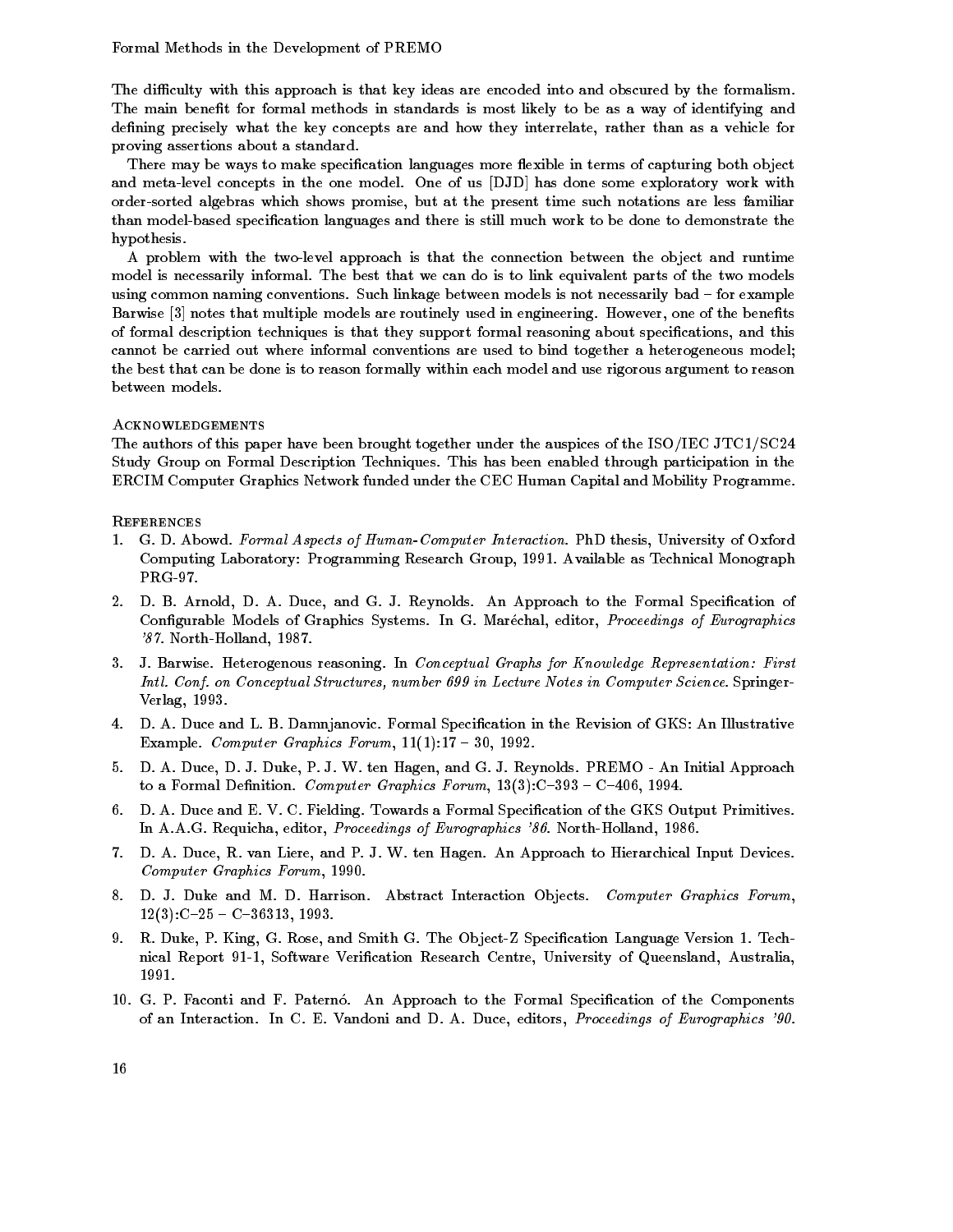The difficulty with this approach is that key ideas are encoded into and obscured by the formalism. The main benefit for formal methods in standards is most likely to be as a way of identifying and defining precisely what the key concepts are and how they interrelate, rather than as a vehicle for proving assertions about a standard.

There may be ways to make specification languages more flexible in terms of capturing both object and meta-level concepts in the one model. One of us [DJD] has done some exploratory work with order-sorted algebras which shows promise, but at the present time such notations are less familiar than model-based specification languages and there is still much work to be done to demonstrate the hypothesis.

A problem with the two-level approach is that the connection between the object and runtime model is necessarily informal. The best that we can do is to link equivalent parts of the two models using common naming conventions. Such linkage between models is not necessarily bad – for example Barwise [3] notes that multiple models are routinely used in engineering. However, one of the benefits of formal description techniques is that they support formal reasoning about specifications, and this cannot be carried out where informal conventions are used to bind together a heterogeneous model; the best that can be done is to reason formally within each model and use rigorous argument to reason between models.

## Acknowledgements

The authors of this paper have been brought together under the auspices of the ISO/IEC JTC1/SC24 Study Group on Formal Description Techniques. This has been enabled through participation in the ERCIM Computer Graphics Network funded under the CEC Human Capital and Mobility Programme.

## References

1. G. D. Abowd. *Formal Aspects of Human-Computer Interaction*. PhD thesis, University of Oxford Computing Laboratory: Programming Research Group, 1991. Available as Technical Monograph PRG-97.
2. D. B. Arnold, D. A. Duce, and G. J. Reynolds. An Approach to the Formal Specification of Configurable Models of Graphics Systems. In G. Maréchal, editor, *Proceedings of Eurographics '87*. North-Holland, 1987.
3. J. Barwise. Heterogenous reasoning. In *Conceptual Graphs for Knowledge Representation: First Intl. Conf. on Conceptual Structures, number 699 in Lecture Notes in Computer Science*. Springer-Verlag, 1993.
4. D. A. Duce and L. B. Damnjanovic. Formal Specification in the Revision of GKS: An Illustrative Example. *Computer Graphics Forum*, 11(1):17 – 30, 1992.
5. D. A. Duce, D. J. Duke, P. J. W. ten Hagen, and G. J. Reynolds. PREMO - An Initial Approach to a Formal Definition. *Computer Graphics Forum*, 13(3):C–393 – C–406, 1994.
6. D. A. Duce and E. V. C. Fielding. Towards a Formal Specification of the GKS Output Primitives. In A.A.G. Requicha, editor, *Proceedings of Eurographics '86*. North-Holland, 1986.
7. D. A. Duce, R. van Liere, and P. J. W. ten Hagen. An Approach to Hierarchical Input Devices. *Computer Graphics Forum*, 1990.
8. D. J. Duke and M. D. Harrison. Abstract Interaction Objects. *Computer Graphics Forum*, 12(3):C–25 – C–36313, 1993.
9. R. Duke, P. King, G. Rose, and Smith G. The Object-Z Specification Language Version 1. Technical Report 91-1, Software Verification Research Centre, University of Queensland, Australia, 1991.
10. G. P. Faconti and F. Paternó. An Approach to the Formal Specification of the Components of an Interaction. In C. E. Vandoni and D. A. Duce, editors, *Proceedings of Eurographics '90*.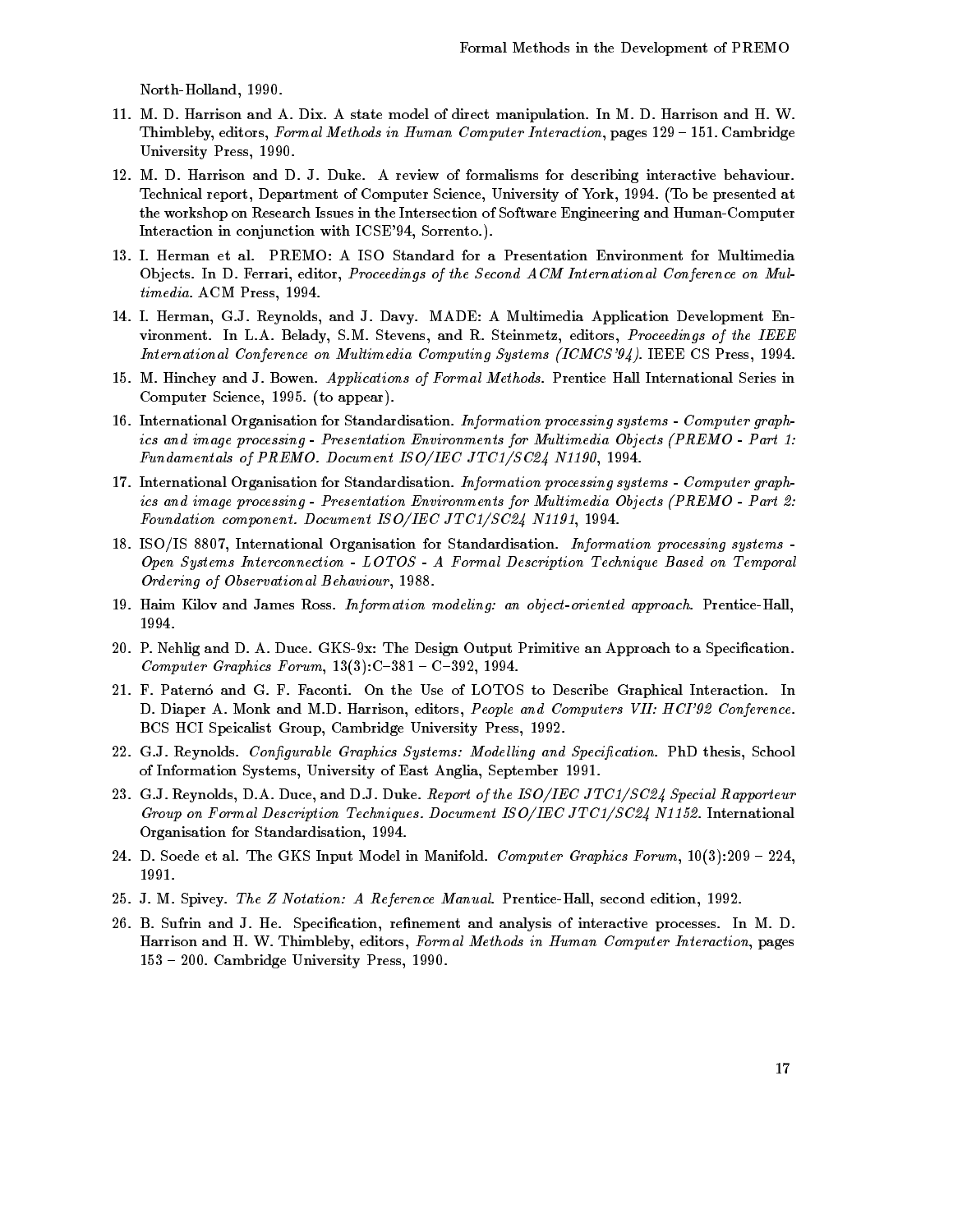North-Holland, 1990.

11. M. D. Harrison and A. Dix. A state model of direct manipulation. In M. D. Harrison and H. W. Thimbleby, editors, *Formal Methods in Human Computer Interaction*, pages 129 – 151. Cambridge University Press, 1990.

12. M. D. Harrison and D. J. Duke. A review of formalisms for describing interactive behaviour. Technical report, Department of Computer Science, University of York, 1994. (To be presented at the workshop on Research Issues in the Intersection of Software Engineering and Human-Computer Interaction in conjunction with ICSE'94, Sorrento.).

13. I. Herman et al. PREMO: A ISO Standard for a Presentation Environment for Multimedia Objects. In D. Ferrari, editor, *Proceedings of the Second ACM International Conference on Multimedia*. ACM Press, 1994.

14. I. Herman, G.J. Reynolds, and J. Davy. MADE: A Multimedia Application Development Environment. In L.A. Belady, S.M. Stevens, and R. Steinmetz, editors, *Proceedings of the IEEE International Conference on Multimedia Computing Systems (ICMCS'94)*. IEEE CS Press, 1994.

15. M. Hinchey and J. Bowen. *Applications of Formal Methods*. Prentice Hall International Series in Computer Science, 1995. (to appear).

16. International Organisation for Standardisation. *Information processing systems - Computer graphics and image processing - Presentation Environments for Multimedia Objects (PREMO - Part 1: Fundamentals of PREMO. Document ISO/IEC JTC1/SC24 N1190*, 1994.

17. International Organisation for Standardisation. *Information processing systems - Computer graphics and image processing - Presentation Environments for Multimedia Objects (PREMO - Part 2: Foundation component. Document ISO/IEC JTC1/SC24 N1191*, 1994.

18. ISO/IS 8807, International Organisation for Standardisation. *Information processing systems - Open Systems Interconnection - LOTOS - A Formal Description Technique Based on Temporal Ordering of Observational Behaviour*, 1988.

19. Haim Kilov and James Ross. *Information modeling: an object-oriented approach*. Prentice-Hall, 1994.

20. P. Nehlig and D. A. Duce. GKS-9x: The Design Output Primitive an Approach to a Specification. *Computer Graphics Forum*, 13(3):C–381 – C–392, 1994.

21. F. Paternó and G. F. Faconti. On the Use of LOTOS to Describe Graphical Interaction. In D. Diaper A. Monk and M.D. Harrison, editors, *People and Computers VII: HCI'92 Conference*. BCS HCI Speicalist Group, Cambridge University Press, 1992.

22. G.J. Reynolds. *Configurable Graphics Systems: Modelling and Specification*. PhD thesis, School of Information Systems, University of East Anglia, September 1991.

23. G.J. Reynolds, D.A. Duce, and D.J. Duke. *Report of the ISO/IEC JTC1/SC24 Special Rapporteur Group on Formal Description Techniques. Document ISO/IEC JTC1/SC24 N1152*. International Organisation for Standardisation, 1994.

24. D. Soede et al. The GKS Input Model in Manifold. *Computer Graphics Forum*, 10(3):209 – 224, 1991.

25. J. M. Spivey. *The Z Notation: A Reference Manual*. Prentice-Hall, second edition, 1992.

26. B. Sufrin and J. He. Specification, refinement and analysis of interactive processes. In M. D. Harrison and H. W. Thimbleby, editors, *Formal Methods in Human Computer Interaction*, pages 153 – 200. Cambridge University Press, 1990.